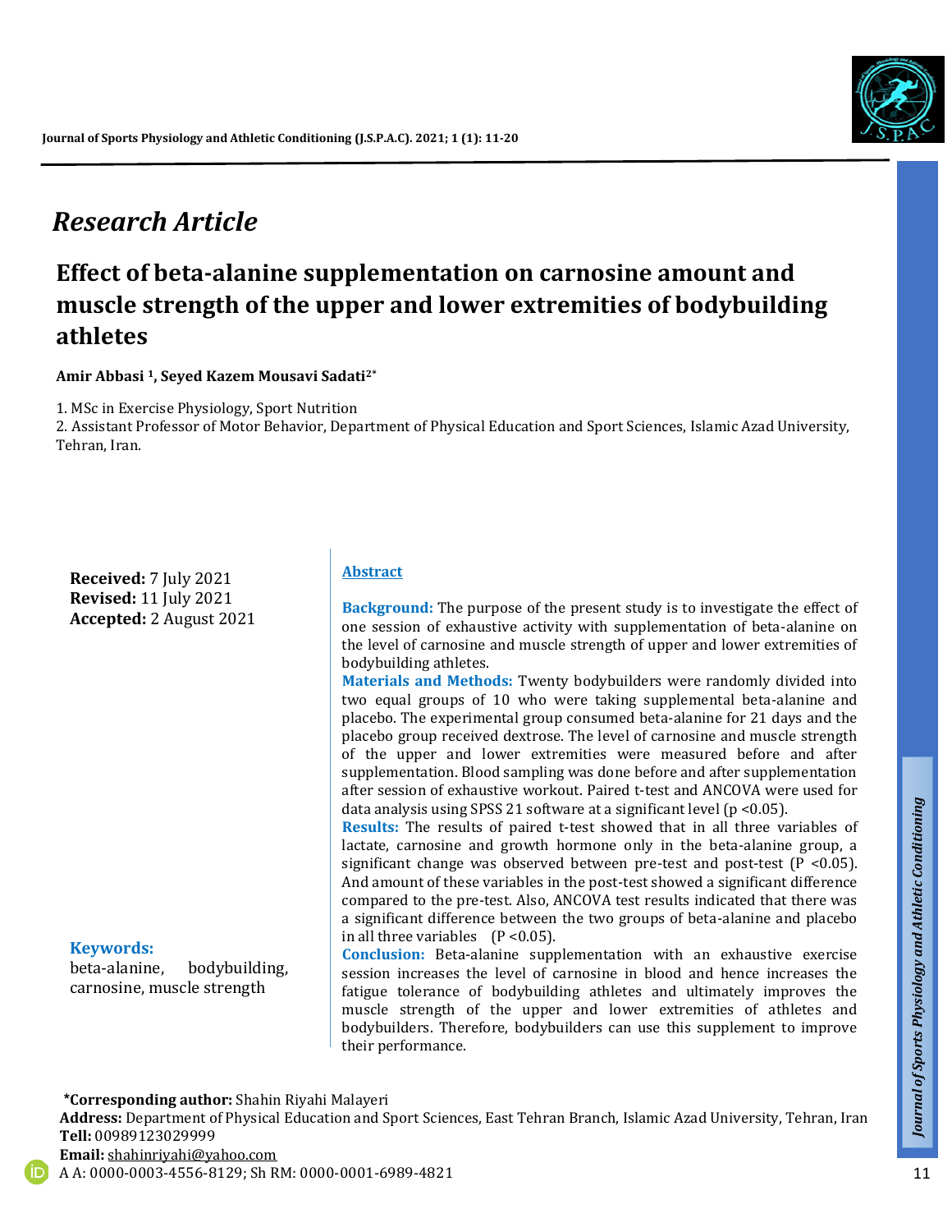*Research Article*

# Effect of beta-alanine supplementation on carnosine amount and muscle strength of the upper and lower extremities of bodybuilding athletes

**Amir Abbasi [1], Seyed Kazem Mousavi Sadati[2*]**

1. MSc in Exercise Physiology, Sport Nutrition
2. Assistant Professor of Motor Behavior, Department of Physical Education and Sport Sciences, Islamic Azad University, Tehran, Iran.

**Received:** 7 July 2021
**Revised:** 11 July 2021
**Accepted:** 2 August 2021

## Abstract

**Background:** The purpose of the present study is to investigate the effect of one session of exhaustive activity with supplementation of beta-alanine on the level of carnosine and muscle strength of upper and lower extremities of bodybuilding athletes.

**Materials and Methods:** Twenty bodybuilders were randomly divided into two equal groups of 10 who were taking supplemental beta-alanine and placebo. The experimental group consumed beta-alanine for 21 days and the placebo group received dextrose. The level of carnosine and muscle strength of the upper and lower extremities were measured before and after supplementation. Blood sampling was done before and after supplementation after session of exhaustive workout. Paired t-test and ANCOVA were used for data analysis using SPSS 21 software at a significant level ($p < 0.05$).

**Results:** The results of paired t-test showed that in all three variables of lactate, carnosine and growth hormone only in the beta-alanine group, a significant change was observed between pre-test and post-test ($P < 0.05$). And amount of these variables in the post-test showed a significant difference compared to the pre-test. Also, ANCOVA test results indicated that there was a significant difference between the two groups of beta-alanine and placebo in all three variables ($P < 0.05$).

**Conclusion:** Beta-alanine supplementation with an exhaustive exercise session increases the level of carnosine in blood and hence increases the fatigue tolerance of bodybuilding athletes and ultimately improves the muscle strength of the upper and lower extremities of athletes and bodybuilders. Therefore, bodybuilders can use this supplement to improve their performance.

**Keywords:**
beta-alanine, bodybuilding, carnosine, muscle strength

**\*Corresponding author:** Shahin Riyahi Malayeri
**Address:** Department of Physical Education and Sport Sciences, East Tehran Branch, Islamic Azad University, Tehran, Iran
**Tell:** 00989123029999
**Email:** shahinriyahi@yahoo.com
A A: 0000-0003-4556-8129; Sh RM: 0000-0001-6989-4821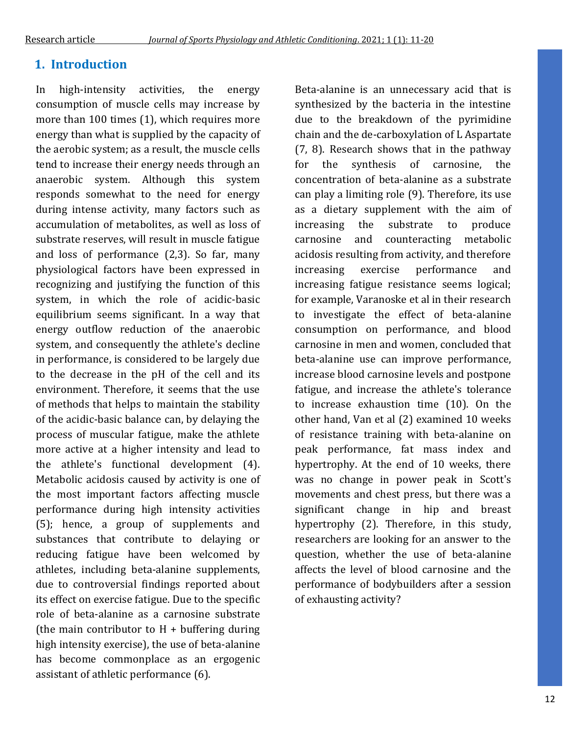## 1. Introduction

In high-intensity activities, the energy consumption of muscle cells may increase by more than 100 times (1), which requires more energy than what is supplied by the capacity of the aerobic system; as a result, the muscle cells tend to increase their energy needs through an anaerobic system. Although this system responds somewhat to the need for energy during intense activity, many factors such as accumulation of metabolites, as well as loss of substrate reserves, will result in muscle fatigue and loss of performance (2,3). So far, many physiological factors have been expressed in recognizing and justifying the function of this system, in which the role of acidic-basic equilibrium seems significant. In a way that energy outflow reduction of the anaerobic system, and consequently the athlete's decline in performance, is considered to be largely due to the decrease in the pH of the cell and its environment. Therefore, it seems that the use of methods that helps to maintain the stability of the acidic-basic balance can, by delaying the process of muscular fatigue, make the athlete more active at a higher intensity and lead to the athlete's functional development (4). Metabolic acidosis caused by activity is one of the most important factors affecting muscle performance during high intensity activities (5); hence, a group of supplements and substances that contribute to delaying or reducing fatigue have been welcomed by athletes, including beta-alanine supplements, due to controversial findings reported about its effect on exercise fatigue. Due to the specific role of beta-alanine as a carnosine substrate (the main contributor to H + buffering during high intensity exercise), the use of beta-alanine has become commonplace as an ergogenic assistant of athletic performance (6).

Beta-alanine is an unnecessary acid that is synthesized by the bacteria in the intestine due to the breakdown of the pyrimidine chain and the de-carboxylation of L Aspartate (7, 8). Research shows that in the pathway for the synthesis of carnosine, the concentration of beta-alanine as a substrate can play a limiting role (9). Therefore, its use as a dietary supplement with the aim of increasing the substrate to produce carnosine and counteracting metabolic acidosis resulting from activity, and therefore increasing exercise performance and increasing fatigue resistance seems logical; for example, Varanoske et al in their research to investigate the effect of beta-alanine consumption on performance, and blood carnosine in men and women, concluded that beta-alanine use can improve performance, increase blood carnosine levels and postpone fatigue, and increase the athlete's tolerance to increase exhaustion time (10). On the other hand, Van et al (2) examined 10 weeks of resistance training with beta-alanine on peak performance, fat mass index and hypertrophy. At the end of 10 weeks, there was no change in power peak in Scott's movements and chest press, but there was a significant change in hip and breast hypertrophy (2). Therefore, in this study, researchers are looking for an answer to the question, whether the use of beta-alanine affects the level of blood carnosine and the performance of bodybuilders after a session of exhausting activity?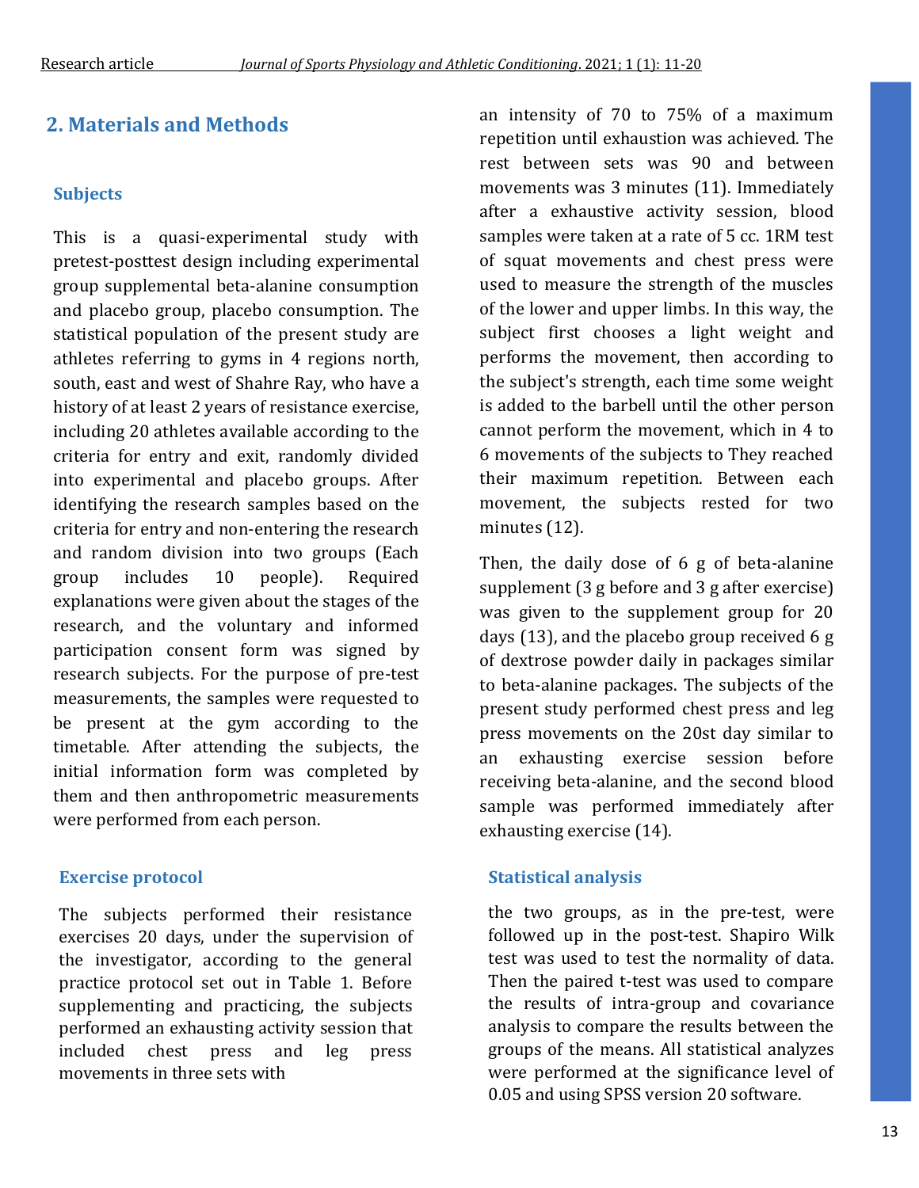## 2. Materials and Methods

### Subjects

This is a quasi-experimental study with pretest-posttest design including experimental group supplemental beta-alanine consumption and placebo group, placebo consumption. The statistical population of the present study are athletes referring to gyms in 4 regions north, south, east and west of Shahre Ray, who have a history of at least 2 years of resistance exercise, including 20 athletes available according to the criteria for entry and exit, randomly divided into experimental and placebo groups. After identifying the research samples based on the criteria for entry and non-entering the research and random division into two groups (Each group includes 10 people). Required explanations were given about the stages of the research, and the voluntary and informed participation consent form was signed by research subjects. For the purpose of pre-test measurements, the samples were requested to be present at the gym according to the timetable. After attending the subjects, the initial information form was completed by them and then anthropometric measurements were performed from each person.

### Exercise protocol

The subjects performed their resistance exercises 20 days, under the supervision of the investigator, according to the general practice protocol set out in Table 1. Before supplementing and practicing, the subjects performed an exhausting activity session that included chest press and leg press movements in three sets with an intensity of 70 to 75% of a maximum repetition until exhaustion was achieved. The rest between sets was 90 and between movements was 3 minutes (11). Immediately after a exhaustive activity session, blood samples were taken at a rate of 5 cc. 1RM test of squat movements and chest press were used to measure the strength of the muscles of the lower and upper limbs. In this way, the subject first chooses a light weight and performs the movement, then according to the subject's strength, each time some weight is added to the barbell until the other person cannot perform the movement, which in 4 to 6 movements of the subjects to They reached their maximum repetition. Between each movement, the subjects rested for two minutes (12).

Then, the daily dose of 6 g of beta-alanine supplement (3 g before and 3 g after exercise) was given to the supplement group for 20 days (13), and the placebo group received 6 g of dextrose powder daily in packages similar to beta-alanine packages. The subjects of the present study performed chest press and leg press movements on the 20st day similar to an exhausting exercise session before receiving beta-alanine, and the second blood sample was performed immediately after exhausting exercise (14).

### Statistical analysis

the two groups, as in the pre-test, were followed up in the post-test. Shapiro Wilk test was used to test the normality of data. Then the paired t-test was used to compare the results of intra-group and covariance analysis to compare the results between the groups of the means. All statistical analyzes were performed at the significance level of 0.05 and using SPSS version 20 software.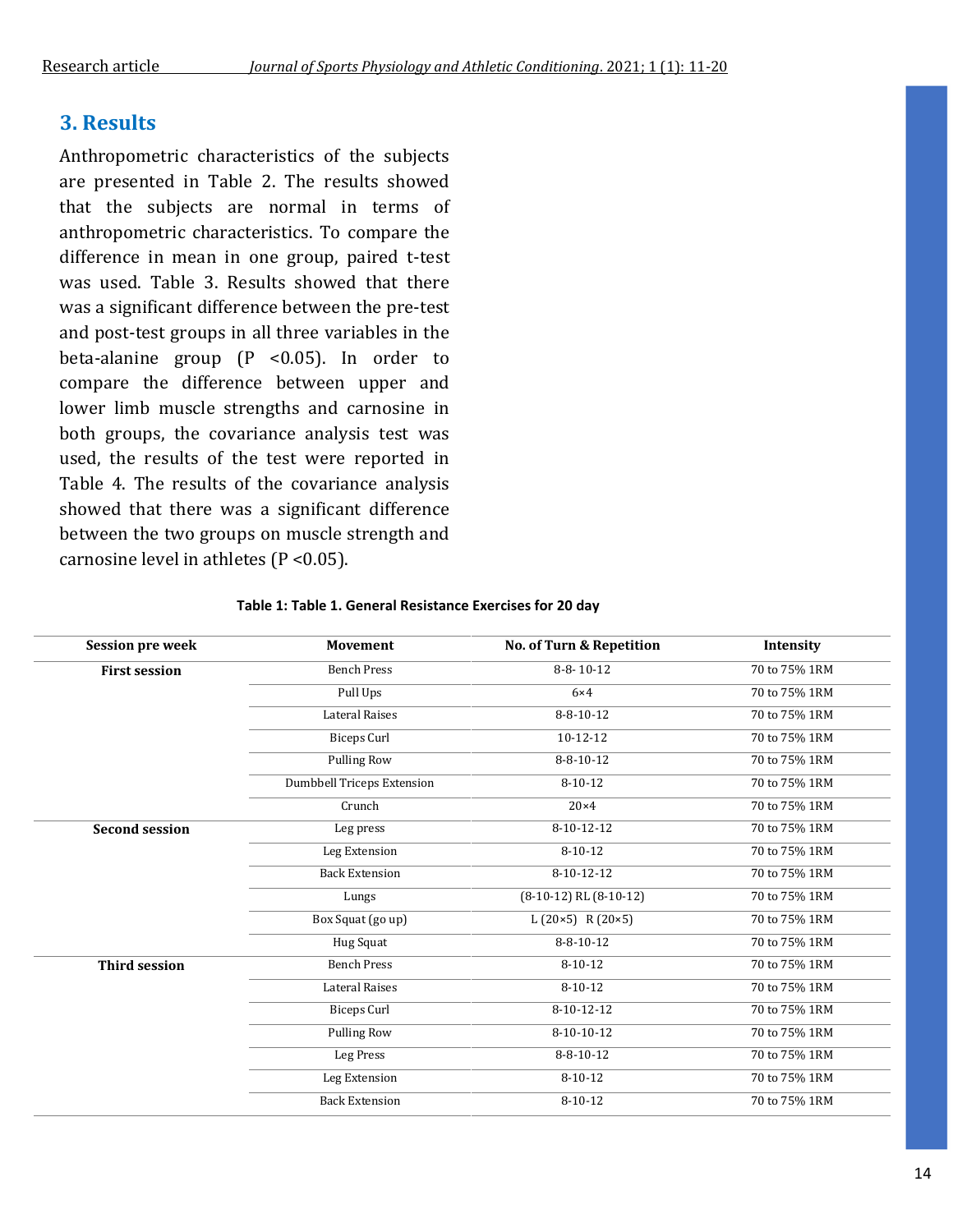## 3. Results

Anthropometric characteristics of the subjects are presented in Table 2. The results showed that the subjects are normal in terms of anthropometric characteristics. To compare the difference in mean in one group, paired t-test was used. Table 3. Results showed that there was a significant difference between the pre-test and post-test groups in all three variables in the beta-alanine group (P <0.05). In order to compare the difference between upper and lower limb muscle strengths and carnosine in both groups, the covariance analysis test was used, the results of the test were reported in Table 4. The results of the covariance analysis showed that there was a significant difference between the two groups on muscle strength and carnosine level in athletes (P <0.05).

**Table 1: Table 1. General Resistance Exercises for 20 day**

| Session pre week | Movement | No. of Turn & Repetition | Intensity |
|---|---|---|---|
| **First session** | Bench Press | 8-8- 10-12 | 70 to 75% 1RM |
| | Pull Ups | 6×4 | 70 to 75% 1RM |
| | Lateral Raises | 8-8-10-12 | 70 to 75% 1RM |
| | Biceps Curl | 10-12-12 | 70 to 75% 1RM |
| | Pulling Row | 8-8-10-12 | 70 to 75% 1RM |
| | Dumbbell Triceps Extension | 8-10-12 | 70 to 75% 1RM |
| | Crunch | 20×4 | 70 to 75% 1RM |
| **Second session** | Leg press | 8-10-12-12 | 70 to 75% 1RM |
| | Leg Extension | 8-10-12 | 70 to 75% 1RM |
| | Back Extension | 8-10-12-12 | 70 to 75% 1RM |
| | Lungs | (8-10-12) RL (8-10-12) | 70 to 75% 1RM |
| | Box Squat (go up) | L (20×5) R (20×5) | 70 to 75% 1RM |
| | Hug Squat | 8-8-10-12 | 70 to 75% 1RM |
| **Third session** | Bench Press | 8-10-12 | 70 to 75% 1RM |
| | Lateral Raises | 8-10-12 | 70 to 75% 1RM |
| | Biceps Curl | 8-10-12-12 | 70 to 75% 1RM |
| | Pulling Row | 8-10-10-12 | 70 to 75% 1RM |
| | Leg Press | 8-8-10-12 | 70 to 75% 1RM |
| | Leg Extension | 8-10-12 | 70 to 75% 1RM |
| | Back Extension | 8-10-12 | 70 to 75% 1RM |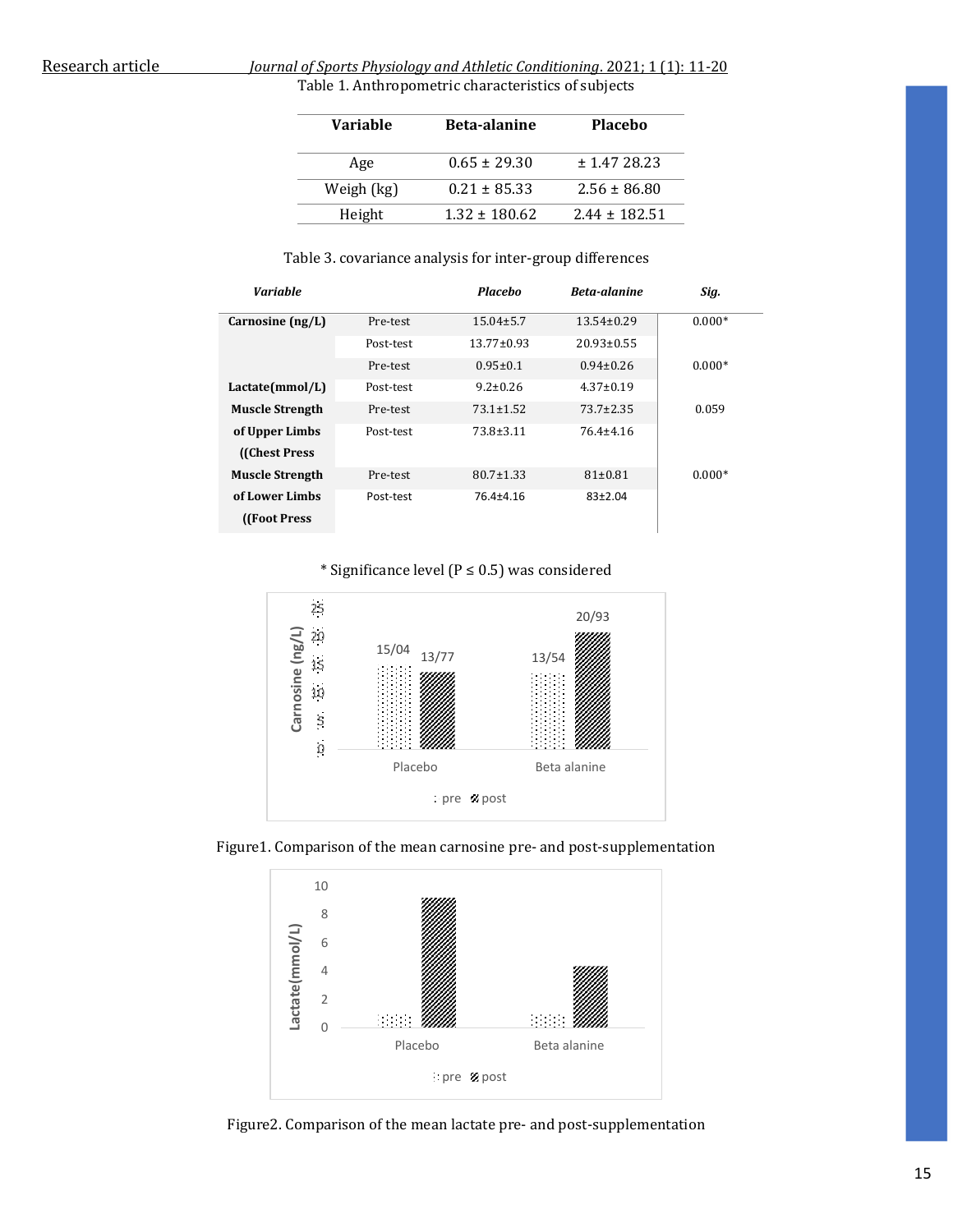Table 1. Anthropometric characteristics of subjects

| Variable | Beta-alanine | Placebo |
|---|---|---|
| Age | 0.65 ± 29.30 | ± 1.47 28.23 |
| Weigh (kg) | 0.21 ± 85.33 | 2.56 ± 86.80 |
| Height | 1.32 ± 180.62 | 2.44 ± 182.51 |

Table 3. covariance analysis for inter-group differences

| *Variable* | | *Placebo* | *Beta-alanine* | *Sig.* |
|---|---|---|---|---|
| **Carnosine (ng/L)** | Pre-test | 15.04±5.7 | 13.54±0.29 | 0.000* |
| | Post-test | 13.77±0.93 | 20.93±0.55 | |
| | Pre-test | 0.95±0.1 | 0.94±0.26 | 0.000* |
| **Lactate(mmol/L)** | Post-test | 9.2±0.26 | 4.37±0.19 | |
| **Muscle Strength of Upper Limbs ((Chest Press** | Pre-test | 73.1±1.52 | 73.7±2.35 | 0.059 |
| | Post-test | 73.8±3.11 | 76.4±4.16 | |
| **Muscle Strength of Lower Limbs ((Foot Press** | Pre-test | 80.7±1.33 | 81±0.81 | 0.000* |
| | Post-test | 76.4±4.16 | 83±2.04 | |

\* Significance level (P ≤ 0.5) was considered

Figure1. Comparison of the mean carnosine pre- and post-supplementation

Figure2. Comparison of the mean lactate pre- and post-supplementation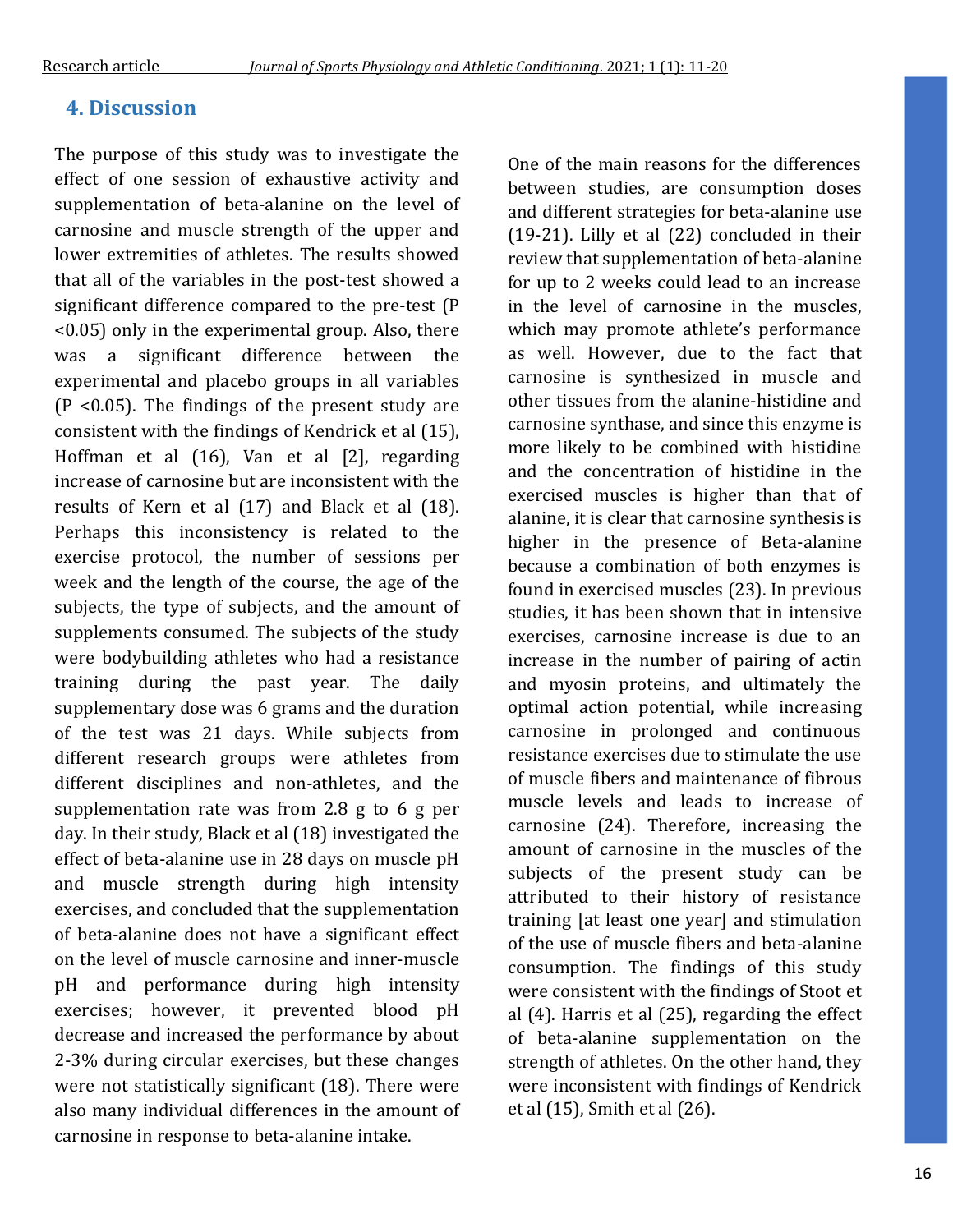## 4. Discussion

The purpose of this study was to investigate the effect of one session of exhaustive activity and supplementation of beta-alanine on the level of carnosine and muscle strength of the upper and lower extremities of athletes. The results showed that all of the variables in the post-test showed a significant difference compared to the pre-test ($P < 0.05$) only in the experimental group. Also, there was a significant difference between the experimental and placebo groups in all variables ($P < 0.05$). The findings of the present study are consistent with the findings of Kendrick et al (15), Hoffman et al (16), Van et al [2], regarding increase of carnosine but are inconsistent with the results of Kern et al (17) and Black et al (18). Perhaps this inconsistency is related to the exercise protocol, the number of sessions per week and the length of the course, the age of the subjects, the type of subjects, and the amount of supplements consumed. The subjects of the study were bodybuilding athletes who had a resistance training during the past year. The daily supplementary dose was 6 grams and the duration of the test was 21 days. While subjects from different research groups were athletes from different disciplines and non-athletes, and the supplementation rate was from 2.8 g to 6 g per day. In their study, Black et al (18) investigated the effect of beta-alanine use in 28 days on muscle pH and muscle strength during high intensity exercises, and concluded that the supplementation of beta-alanine does not have a significant effect on the level of muscle carnosine and inner-muscle pH and performance during high intensity exercises; however, it prevented blood pH decrease and increased the performance by about 2-3% during circular exercises, but these changes were not statistically significant (18). There were also many individual differences in the amount of carnosine in response to beta-alanine intake.

One of the main reasons for the differences between studies, are consumption doses and different strategies for beta-alanine use (19-21). Lilly et al (22) concluded in their review that supplementation of beta-alanine for up to 2 weeks could lead to an increase in the level of carnosine in the muscles, which may promote athlete's performance as well. However, due to the fact that carnosine is synthesized in muscle and other tissues from the alanine-histidine and carnosine synthase, and since this enzyme is more likely to be combined with histidine and the concentration of histidine in the exercised muscles is higher than that of alanine, it is clear that carnosine synthesis is higher in the presence of Beta-alanine because a combination of both enzymes is found in exercised muscles (23). In previous studies, it has been shown that in intensive exercises, carnosine increase is due to an increase in the number of pairing of actin and myosin proteins, and ultimately the optimal action potential, while increasing carnosine in prolonged and continuous resistance exercises due to stimulate the use of muscle fibers and maintenance of fibrous muscle levels and leads to increase of carnosine (24). Therefore, increasing the amount of carnosine in the muscles of the subjects of the present study can be attributed to their history of resistance training [at least one year] and stimulation of the use of muscle fibers and beta-alanine consumption. The findings of this study were consistent with the findings of Stoot et al (4). Harris et al (25), regarding the effect of beta-alanine supplementation on the strength of athletes. On the other hand, they were inconsistent with findings of Kendrick et al (15), Smith et al (26).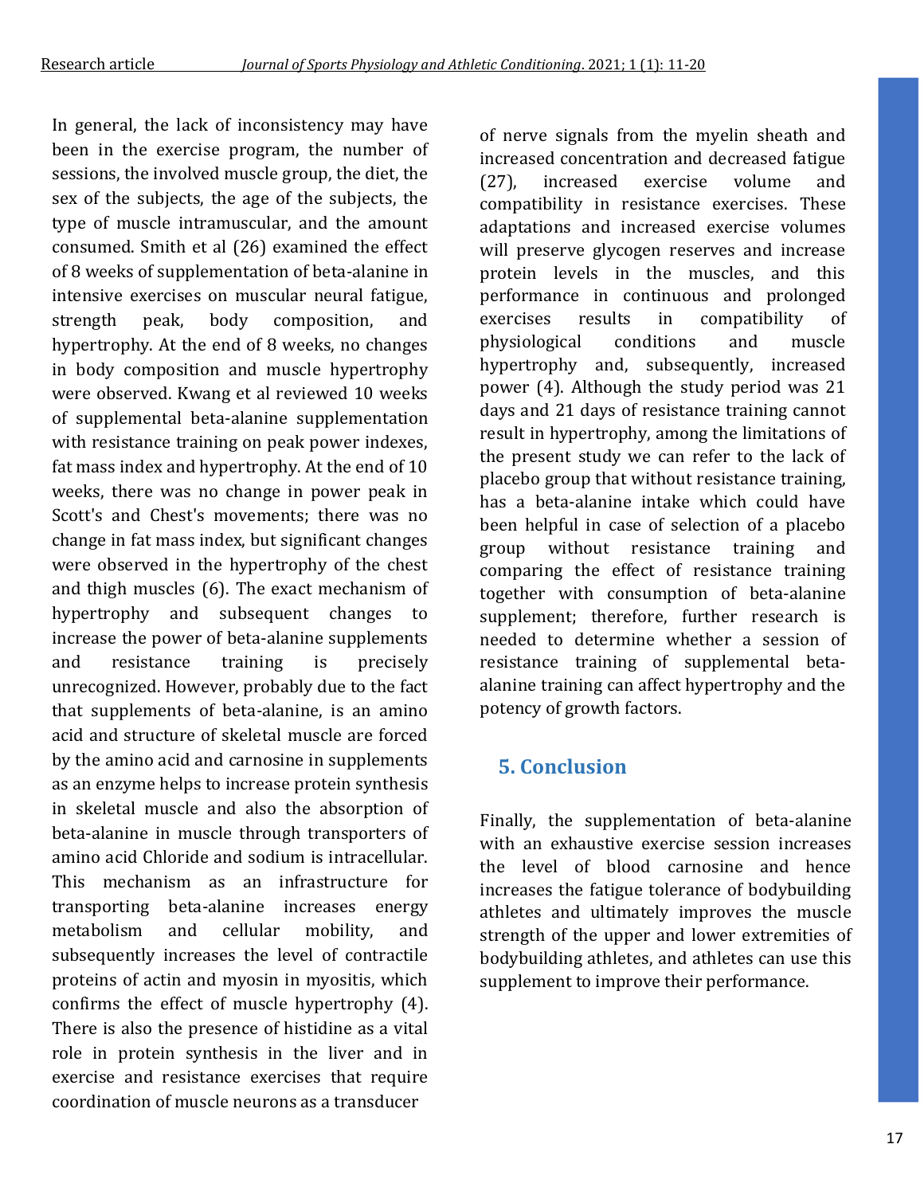In general, the lack of inconsistency may have been in the exercise program, the number of sessions, the involved muscle group, the diet, the sex of the subjects, the age of the subjects, the type of muscle intramuscular, and the amount consumed. Smith et al (26) examined the effect of 8 weeks of supplementation of beta-alanine in intensive exercises on muscular neural fatigue, strength peak, body composition, and hypertrophy. At the end of 8 weeks, no changes in body composition and muscle hypertrophy were observed. Kwang et al reviewed 10 weeks of supplemental beta-alanine supplementation with resistance training on peak power indexes, fat mass index and hypertrophy. At the end of 10 weeks, there was no change in power peak in Scott's and Chest's movements; there was no change in fat mass index, but significant changes were observed in the hypertrophy of the chest and thigh muscles (6). The exact mechanism of hypertrophy and subsequent changes to increase the power of beta-alanine supplements and resistance training is precisely unrecognized. However, probably due to the fact that supplements of beta-alanine, is an amino acid and structure of skeletal muscle are forced by the amino acid and carnosine in supplements as an enzyme helps to increase protein synthesis in skeletal muscle and also the absorption of beta-alanine in muscle through transporters of amino acid Chloride and sodium is intracellular. This mechanism as an infrastructure for transporting beta-alanine increases energy metabolism and cellular mobility, and subsequently increases the level of contractile proteins of actin and myosin in myositis, which confirms the effect of muscle hypertrophy (4). There is also the presence of histidine as a vital role in protein synthesis in the liver and in exercise and resistance exercises that require coordination of muscle neurons as a transducer of nerve signals from the myelin sheath and increased concentration and decreased fatigue (27), increased exercise volume and compatibility in resistance exercises. These adaptations and increased exercise volumes will preserve glycogen reserves and increase protein levels in the muscles, and this performance in continuous and prolonged exercises results in compatibility of physiological conditions and muscle hypertrophy and, subsequently, increased power (4). Although the study period was 21 days and 21 days of resistance training cannot result in hypertrophy, among the limitations of the present study we can refer to the lack of placebo group that without resistance training, has a beta-alanine intake which could have been helpful in case of selection of a placebo group without resistance training and comparing the effect of resistance training together with consumption of beta-alanine supplement; therefore, further research is needed to determine whether a session of resistance training of supplemental beta-alanine training can affect hypertrophy and the potency of growth factors.

## 5. Conclusion

Finally, the supplementation of beta-alanine with an exhaustive exercise session increases the level of blood carnosine and hence increases the fatigue tolerance of bodybuilding athletes and ultimately improves the muscle strength of the upper and lower extremities of bodybuilding athletes, and athletes can use this supplement to improve their performance.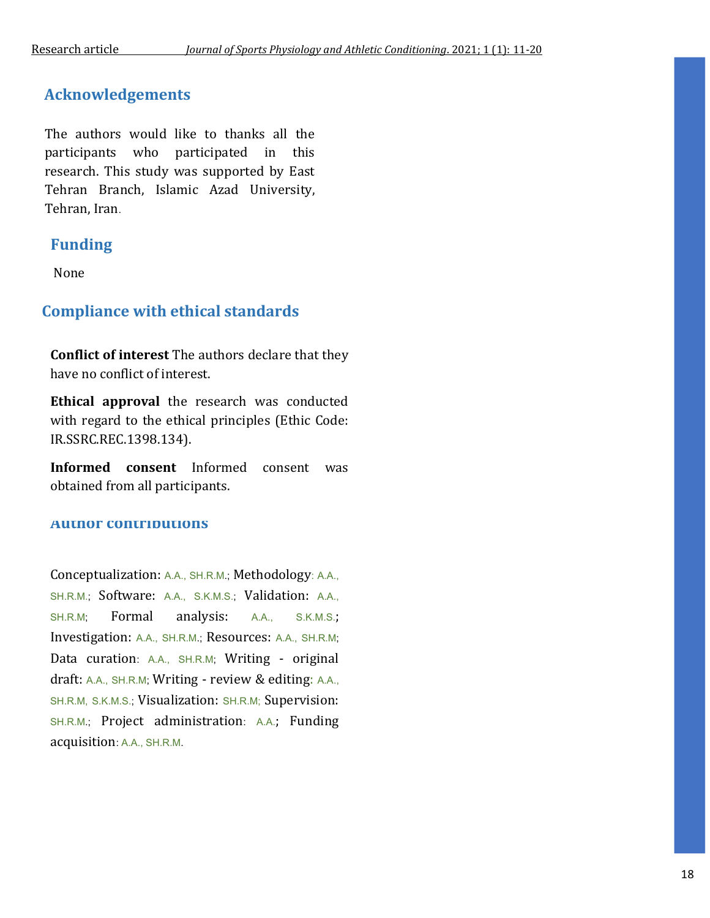## Acknowledgements

The authors would like to thanks all the participants who participated in this research. This study was supported by East Tehran Branch, Islamic Azad University, Tehran, Iran.

## Funding

None

## Compliance with ethical standards

**Conflict of interest** The authors declare that they have no conflict of interest.

**Ethical approval** the research was conducted with regard to the ethical principles (Ethic Code: IR.SSRC.REC.1398.134).

**Informed consent** Informed consent was obtained from all participants.

## Author contributions

Conceptualization: A.A., SH.R.M.; Methodology: A.A., SH.R.M.; Software: A.A., S.K.M.S.; Validation: A.A., SH.R.M; Formal analysis: A.A., S.K.M.S.; Investigation: A.A., SH.R.M.; Resources: A.A., SH.R.M; Data curation: A.A., SH.R.M; Writing - original draft: A.A., SH.R.M; Writing - review & editing: A.A., SH.R.M, S.K.M.S.; Visualization: SH.R.M; Supervision: SH.R.M.; Project administration: A.A.; Funding acquisition: A.A., SH.R.M.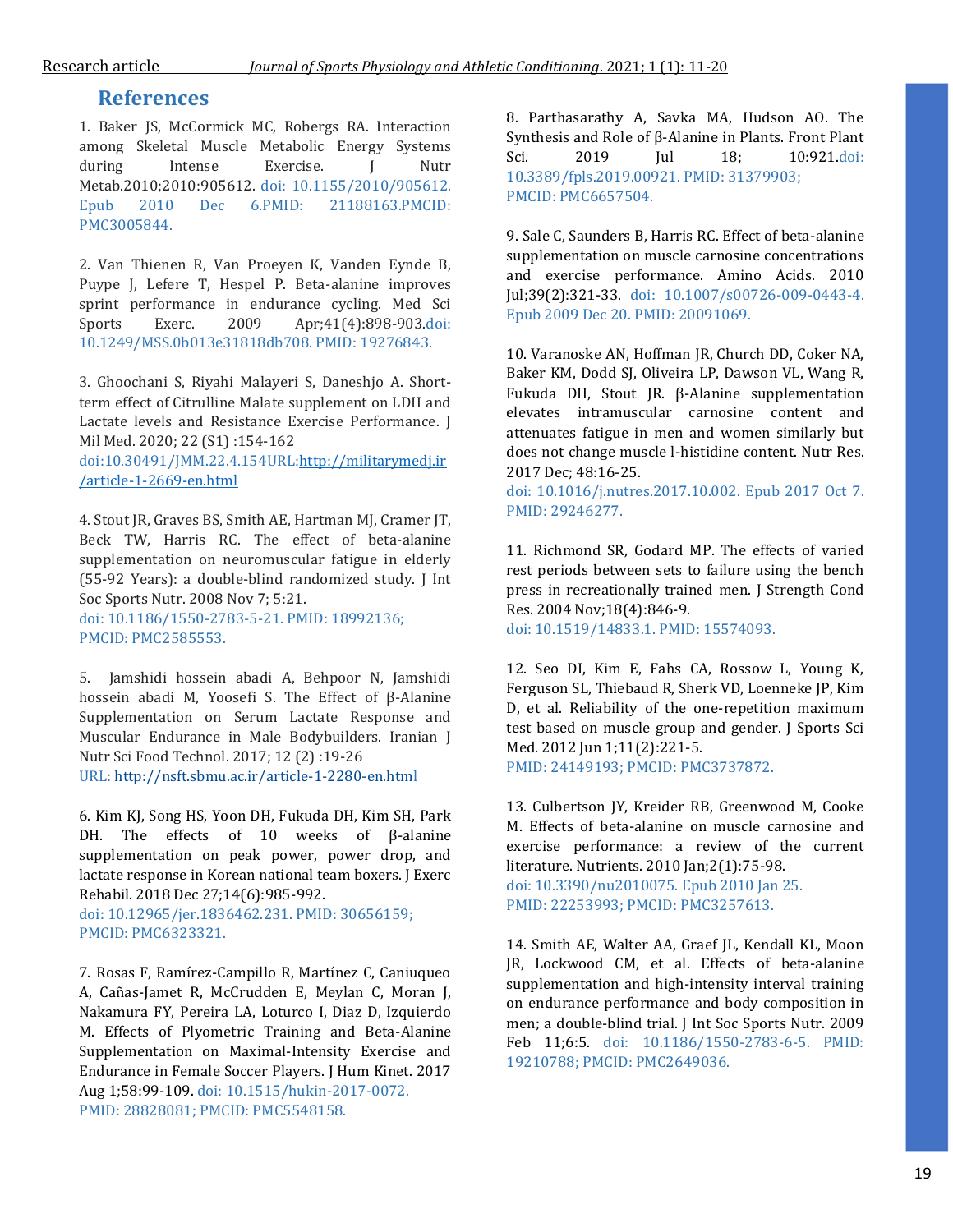## References

1. Baker JS, McCormick MC, Robergs RA. Interaction among Skeletal Muscle Metabolic Energy Systems during Intense Exercise. J Nutr Metab.2010;2010:905612. doi: 10.1155/2010/905612. Epub 2010 Dec 6.PMID: 21188163.PMCID: PMC3005844.

2. Van Thienen R, Van Proeyen K, Vanden Eynde B, Puype J, Lefere T, Hespel P. Beta-alanine improves sprint performance in endurance cycling. Med Sci Sports Exerc. 2009 Apr;41(4):898-903.doi: 10.1249/MSS.0b013e31818db708. PMID: 19276843.

3. Ghoochani S, Riyahi Malayeri S, Daneshjo A. Short-term effect of Citrulline Malate supplement on LDH and Lactate levels and Resistance Exercise Performance. J Mil Med. 2020; 22 (S1) :154-162 doi:10.30491/JMM.22.4.154URL:http://militarymedj.ir/article-1-2669-en.html

4. Stout JR, Graves BS, Smith AE, Hartman MJ, Cramer JT, Beck TW, Harris RC. The effect of beta-alanine supplementation on neuromuscular fatigue in elderly (55-92 Years): a double-blind randomized study. J Int Soc Sports Nutr. 2008 Nov 7; 5:21. doi: 10.1186/1550-2783-5-21. PMID: 18992136; PMCID: PMC2585553.

5. Jamshidi hossein abadi A, Behpoor N, Jamshidi hossein abadi M, Yoosefi S. The Effect of β-Alanine Supplementation on Serum Lactate Response and Muscular Endurance in Male Bodybuilders. Iranian J Nutr Sci Food Technol. 2017; 12 (2) :19-26 URL: http://nsft.sbmu.ac.ir/article-1-2280-en.html

6. Kim KJ, Song HS, Yoon DH, Fukuda DH, Kim SH, Park DH. The effects of 10 weeks of β-alanine supplementation on peak power, power drop, and lactate response in Korean national team boxers. J Exerc Rehabil. 2018 Dec 27;14(6):985-992. doi: 10.12965/jer.1836462.231. PMID: 30656159; PMCID: PMC6323321.

7. Rosas F, Ramírez-Campillo R, Martínez C, Caniuqueo A, Cañas-Jamet R, McCrudden E, Meylan C, Moran J, Nakamura FY, Pereira LA, Loturco I, Diaz D, Izquierdo M. Effects of Plyometric Training and Beta-Alanine Supplementation on Maximal-Intensity Exercise and Endurance in Female Soccer Players. J Hum Kinet. 2017 Aug 1;58:99-109. doi: 10.1515/hukin-2017-0072. PMID: 28828081; PMCID: PMC5548158.

8. Parthasarathy A, Savka MA, Hudson AO. The Synthesis and Role of β-Alanine in Plants. Front Plant Sci. 2019 Jul 18; 10:921.doi: 10.3389/fpls.2019.00921. PMID: 31379903; PMCID: PMC6657504.

9. Sale C, Saunders B, Harris RC. Effect of beta-alanine supplementation on muscle carnosine concentrations and exercise performance. Amino Acids. 2010 Jul;39(2):321-33. doi: 10.1007/s00726-009-0443-4. Epub 2009 Dec 20. PMID: 20091069.

10. Varanoske AN, Hoffman JR, Church DD, Coker NA, Baker KM, Dodd SJ, Oliveira LP, Dawson VL, Wang R, Fukuda DH, Stout JR. β-Alanine supplementation elevates intramuscular carnosine content and attenuates fatigue in men and women similarly but does not change muscle l-histidine content. Nutr Res. 2017 Dec; 48:16-25. doi: 10.1016/j.nutres.2017.10.002. Epub 2017 Oct 7. PMID: 29246277.

11. Richmond SR, Godard MP. The effects of varied rest periods between sets to failure using the bench press in recreationally trained men. J Strength Cond Res. 2004 Nov;18(4):846-9. doi: 10.1519/14833.1. PMID: 15574093.

12. Seo DI, Kim E, Fahs CA, Rossow L, Young K, Ferguson SL, Thiebaud R, Sherk VD, Loenneke JP, Kim D, et al. Reliability of the one-repetition maximum test based on muscle group and gender. J Sports Sci Med. 2012 Jun 1;11(2):221-5. PMID: 24149193; PMCID: PMC3737872.

13. Culbertson JY, Kreider RB, Greenwood M, Cooke M. Effects of beta-alanine on muscle carnosine and exercise performance: a review of the current literature. Nutrients. 2010 Jan;2(1):75-98. doi: 10.3390/nu2010075. Epub 2010 Jan 25. PMID: 22253993; PMCID: PMC3257613.

14. Smith AE, Walter AA, Graef JL, Kendall KL, Moon JR, Lockwood CM, et al. Effects of beta-alanine supplementation and high-intensity interval training on endurance performance and body composition in men; a double-blind trial. J Int Soc Sports Nutr. 2009 Feb 11;6:5. doi: 10.1186/1550-2783-6-5. PMID: 19210788; PMCID: PMC2649036.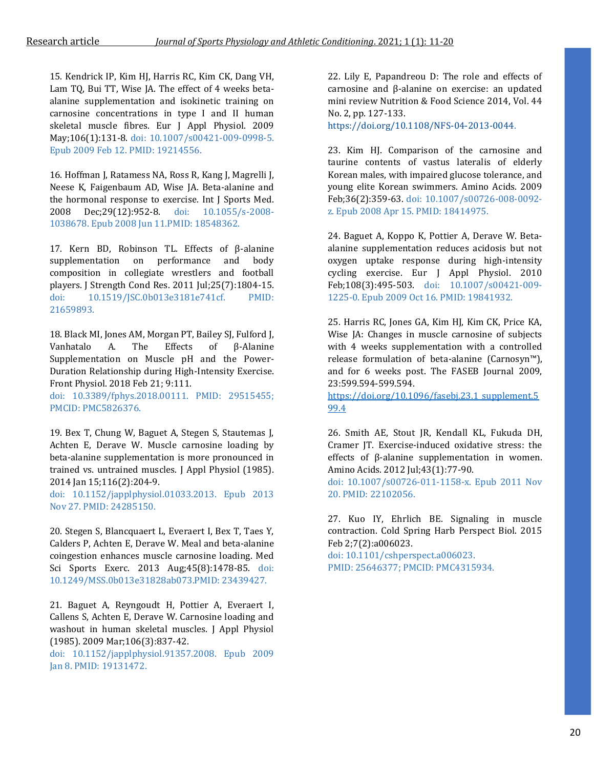15. Kendrick IP, Kim HJ, Harris RC, Kim CK, Dang VH, Lam TQ, Bui TT, Wise JA. The effect of 4 weeks beta-alanine supplementation and isokinetic training on carnosine concentrations in type I and II human skeletal muscle fibres. Eur J Appl Physiol. 2009 May;106(1):131-8. doi: 10.1007/s00421-009-0998-5. Epub 2009 Feb 12. PMID: 19214556.

16. Hoffman J, Ratamess NA, Ross R, Kang J, Magrelli J, Neese K, Faigenbaum AD, Wise JA. Beta-alanine and the hormonal response to exercise. Int J Sports Med. 2008 Dec;29(12):952-8. doi: 10.1055/s-2008-1038678. Epub 2008 Jun 11.PMID: 18548362.

17. Kern BD, Robinson TL. Effects of β-alanine supplementation on performance and body composition in collegiate wrestlers and football players. J Strength Cond Res. 2011 Jul;25(7):1804-15. doi: 10.1519/JSC.0b013e3181e741cf. PMID: 21659893.

18. Black MI, Jones AM, Morgan PT, Bailey SJ, Fulford J, Vanhatalo A. The Effects of β-Alanine Supplementation on Muscle pH and the Power-Duration Relationship during High-Intensity Exercise. Front Physiol. 2018 Feb 21; 9:111. doi: 10.3389/fphys.2018.00111. PMID: 29515455; PMCID: PMC5826376.

19. Bex T, Chung W, Baguet A, Stegen S, Stautemas J, Achten E, Derave W. Muscle carnosine loading by beta-alanine supplementation is more pronounced in trained vs. untrained muscles. J Appl Physiol (1985). 2014 Jan 15;116(2):204-9. doi: 10.1152/japplphysiol.01033.2013. Epub 2013 Nov 27. PMID: 24285150.

20. Stegen S, Blancquaert L, Everaert I, Bex T, Taes Y, Calders P, Achten E, Derave W. Meal and beta-alanine coingestion enhances muscle carnosine loading. Med Sci Sports Exerc. 2013 Aug;45(8):1478-85. doi: 10.1249/MSS.0b013e31828ab073.PMID: 23439427.

21. Baguet A, Reyngoudt H, Pottier A, Everaert I, Callens S, Achten E, Derave W. Carnosine loading and washout in human skeletal muscles. J Appl Physiol (1985). 2009 Mar;106(3):837-42. doi: 10.1152/japplphysiol.91357.2008. Epub 2009 Jan 8. PMID: 19131472.

22. Lily E, Papandreou D: The role and effects of carnosine and β-alanine on exercise: an updated mini review Nutrition & Food Science 2014, Vol. 44 No. 2, pp. 127-133. https://doi.org/10.1108/NFS-04-2013-0044.

23. Kim HJ. Comparison of the carnosine and taurine contents of vastus lateralis of elderly Korean males, with impaired glucose tolerance, and young elite Korean swimmers. Amino Acids. 2009 Feb;36(2):359-63. doi: 10.1007/s00726-008-0092-z. Epub 2008 Apr 15. PMID: 18414975.

24. Baguet A, Koppo K, Pottier A, Derave W. Beta-alanine supplementation reduces acidosis but not oxygen uptake response during high-intensity cycling exercise. Eur J Appl Physiol. 2010 Feb;108(3):495-503. doi: 10.1007/s00421-009-1225-0. Epub 2009 Oct 16. PMID: 19841932.

25. Harris RC, Jones GA, Kim HJ, Kim CK, Price KA, Wise JA: Changes in muscle carnosine of subjects with 4 weeks supplementation with a controlled release formulation of beta-alanine (Carnosyn™), and for 6 weeks post. The FASEB Journal 2009, 23:599.594-599.594. https://doi.org/10.1096/fasebj.23.1_supplement.599.4

26. Smith AE, Stout JR, Kendall KL, Fukuda DH, Cramer JT. Exercise-induced oxidative stress: the effects of β-alanine supplementation in women. Amino Acids. 2012 Jul;43(1):77-90. doi: 10.1007/s00726-011-1158-x. Epub 2011 Nov 20. PMID: 22102056.

27. Kuo IY, Ehrlich BE. Signaling in muscle contraction. Cold Spring Harb Perspect Biol. 2015 Feb 2;7(2):a006023. doi: 10.1101/cshperspect.a006023. PMID: 25646377; PMCID: PMC4315934.